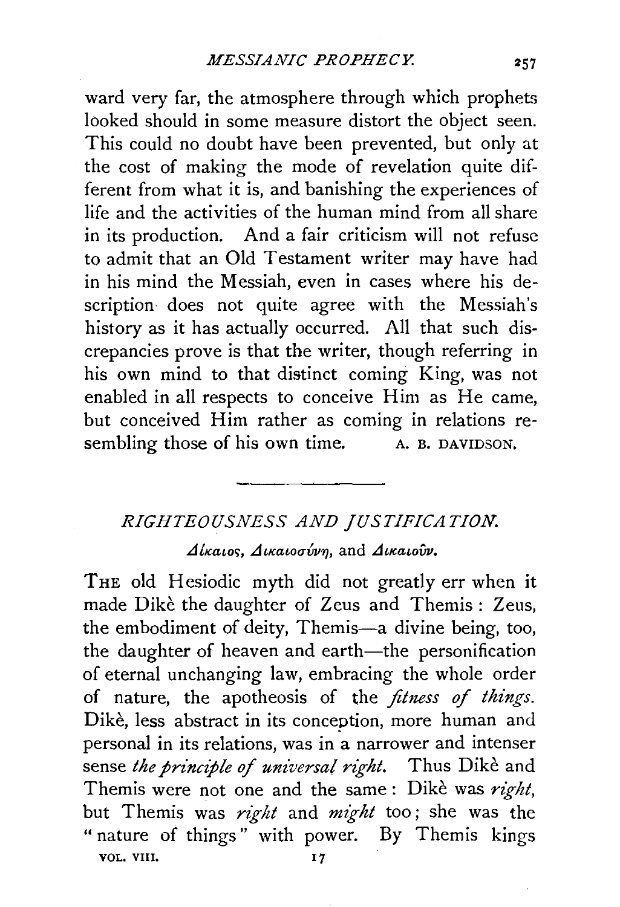ward very far, the atmosphere through which prophets looked should in some measure distort the object seen. This could no doubt have been prevented, but only at the cost of making the mode of revelation quite different from what it is, and banishing the experiences of life and the activities of the human mind from all share in its production. And a fair criticism will not refuse to admit that an Old Testament writer may have had in his mind the Messiah, even in cases where his description does not quite agree with the Messiah's history as it has actually occurred. All that such discrepancies prove is that the writer, though referring in his own mind to that distinct coming King, was not enabled in all respects to conceive Him as He came, but conceived Him rather as coming in relations resembling those of his own time. A. B. DAVIDSON.

---

## *RIGHTEOUSNESS AND JUSTIFICATION.*

### *Δίκαιος, Δικαιοσύνη,* and *Δικαιοῦν.*

THE old Hesiodic myth did not greatly err when it made Dikè the daughter of Zeus and Themis: Zeus, the embodiment of deity, Themis—a divine being, too, the daughter of heaven and earth—the personification of eternal unchanging law, embracing the whole order of nature, the apotheosis of the *fitness of things.* Dikè, less abstract in its conception, more human and personal in its relations, was in a narrower and intenser sense *the principle of universal right.* Thus Dikè and Themis were not one and the same: Dikè was *right,* but Themis was *right* and *might* too; she was the "nature of things" with power. By Themis kings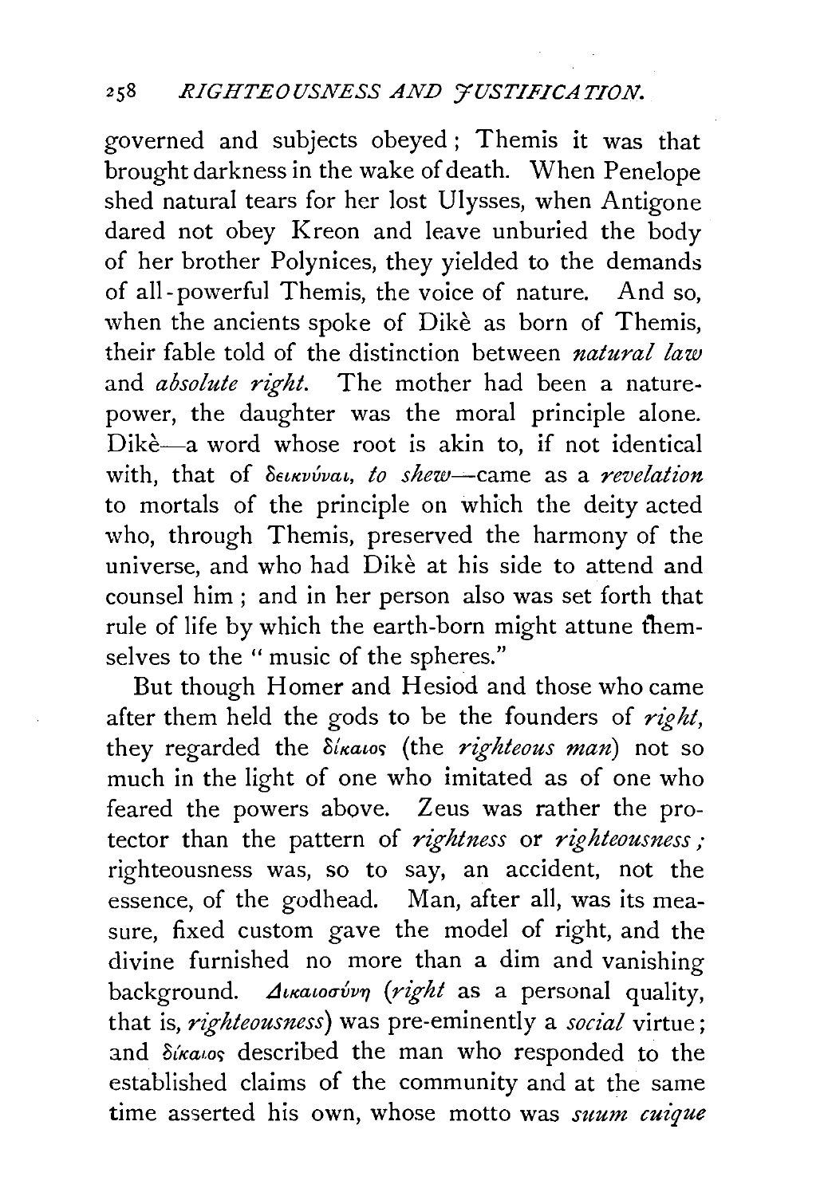governed and subjects obeyed; Themis it was that brought darkness in the wake of death. When Penelope shed natural tears for her lost Ulysses, when Antigone dared not obey Kreon and leave unburied the body of her brother Polynices, they yielded to the demands of all-powerful Themis, the voice of nature. And so, when the ancients spoke of Dikè as born of Themis, their fable told of the distinction between *natural law* and *absolute right*. The mother had been a nature-power, the daughter was the moral principle alone. Dikè—a word whose root is akin to, if not identical with, that of δεικνύναι, *to shew*—came as a *revelation* to mortals of the principle on which the deity acted who, through Themis, preserved the harmony of the universe, and who had Dikè at his side to attend and counsel him; and in her person also was set forth that rule of life by which the earth-born might attune themselves to the "music of the spheres."

But though Homer and Hesiod and those who came after them held the gods to be the founders of *right*, they regarded the δίκαιος (the *righteous man*) not so much in the light of one who imitated as of one who feared the powers above. Zeus was rather the protector than the pattern of *rightness* or *righteousness;* righteousness was, so to say, an accident, not the essence, of the godhead. Man, after all, was its measure, fixed custom gave the model of right, and the divine furnished no more than a dim and vanishing background. Δικαιοσύνη (*right* as a personal quality, that is, *righteousness*) was pre-eminently a *social* virtue; and δίκαιος described the man who responded to the established claims of the community and at the same time asserted his own, whose motto was *suum cuique*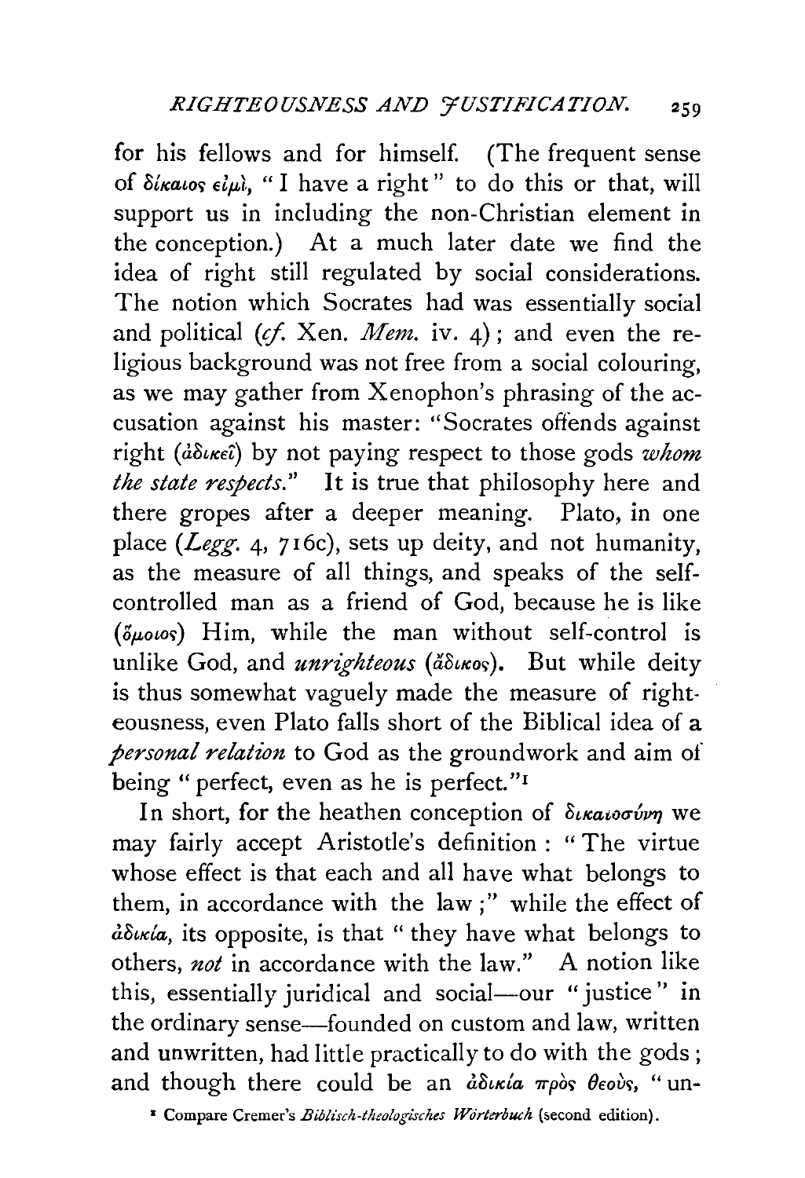for his fellows and for himself. (The frequent sense of δίκαιος εἰμὶ, "I have a right" to do this or that, will support us in including the non-Christian element in the conception.) At a much later date we find the idea of right still regulated by social considerations. The notion which Socrates had was essentially social and political (*cf.* Xen. *Mem.* iv. 4); and even the religious background was not free from a social colouring, as we may gather from Xenophon's phrasing of the accusation against his master: "Socrates offends against right (ἀδικεῖ) by not paying respect to those gods *whom the state respects.*" It is true that philosophy here and there gropes after a deeper meaning. Plato, in one place (*Legg.* 4, 716c), sets up deity, and not humanity, as the measure of all things, and speaks of the self-controlled man as a friend of God, because he is like (ὅμοιος) Him, while the man without self-control is unlike God, and *unrighteous* (ἄδικος). But while deity is thus somewhat vaguely made the measure of righteousness, even Plato falls short of the Biblical idea of a *personal relation* to God as the groundwork and aim of being "perfect, even as he is perfect."[1]

In short, for the heathen conception of δικαιοσύνη we may fairly accept Aristotle's definition: "The virtue whose effect is that each and all have what belongs to them, in accordance with the law;" while the effect of ἀδικία, its opposite, is that "they have what belongs to others, *not* in accordance with the law." A notion like this, essentially juridical and social—our "justice" in the ordinary sense—founded on custom and law, written and unwritten, had little practically to do with the gods; and though there could be an ἀδικία πρὸς θεοὺς, "un-

[1] Compare Cremer's *Biblisch-theologisches Wörterbuch* (second edition).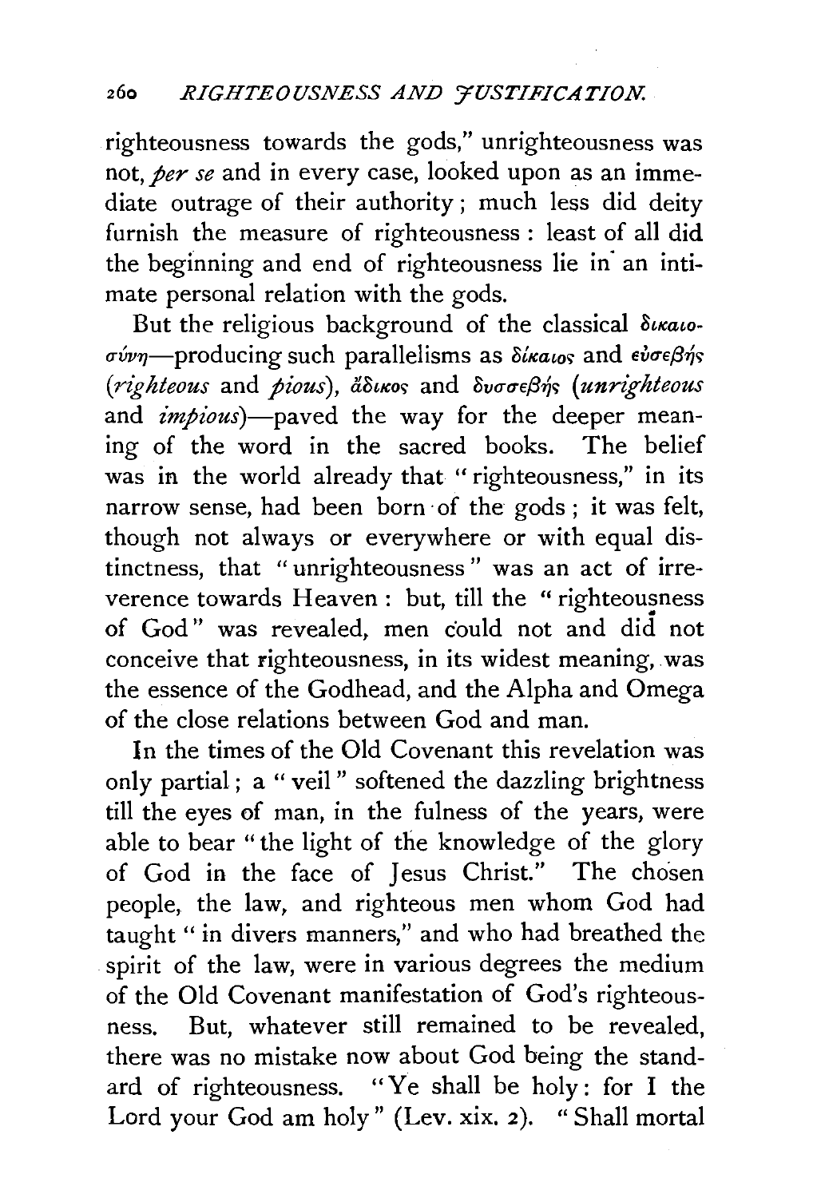righteousness towards the gods," unrighteousness was not, *per se* and in every case, looked upon as an immediate outrage of their authority; much less did deity furnish the measure of righteousness: least of all did the beginning and end of righteousness lie in an intimate personal relation with the gods.

But the religious background of the classical δικαιοσύνη—producing such parallelisms as δίκαιος and εὐσεβής (*righteous* and *pious*), ἄδικος and δυσσεβής (*unrighteous* and *impious*)—paved the way for the deeper meaning of the word in the sacred books. The belief was in the world already that "righteousness," in its narrow sense, had been born of the gods; it was felt, though not always or everywhere or with equal distinctness, that "unrighteousness" was an act of irreverence towards Heaven: but, till the "righteousness of God" was revealed, men could not and did not conceive that righteousness, in its widest meaning, was the essence of the Godhead, and the Alpha and Omega of the close relations between God and man.

In the times of the Old Covenant this revelation was only partial; a "veil" softened the dazzling brightness till the eyes of man, in the fulness of the years, were able to bear "the light of the knowledge of the glory of God in the face of Jesus Christ." The chosen people, the law, and righteous men whom God had taught "in divers manners," and who had breathed the spirit of the law, were in various degrees the medium of the Old Covenant manifestation of God's righteousness. But, whatever still remained to be revealed, there was no mistake now about God being the standard of righteousness. "Ye shall be holy: for I the Lord your God am holy" (Lev. xix. 2). "Shall mortal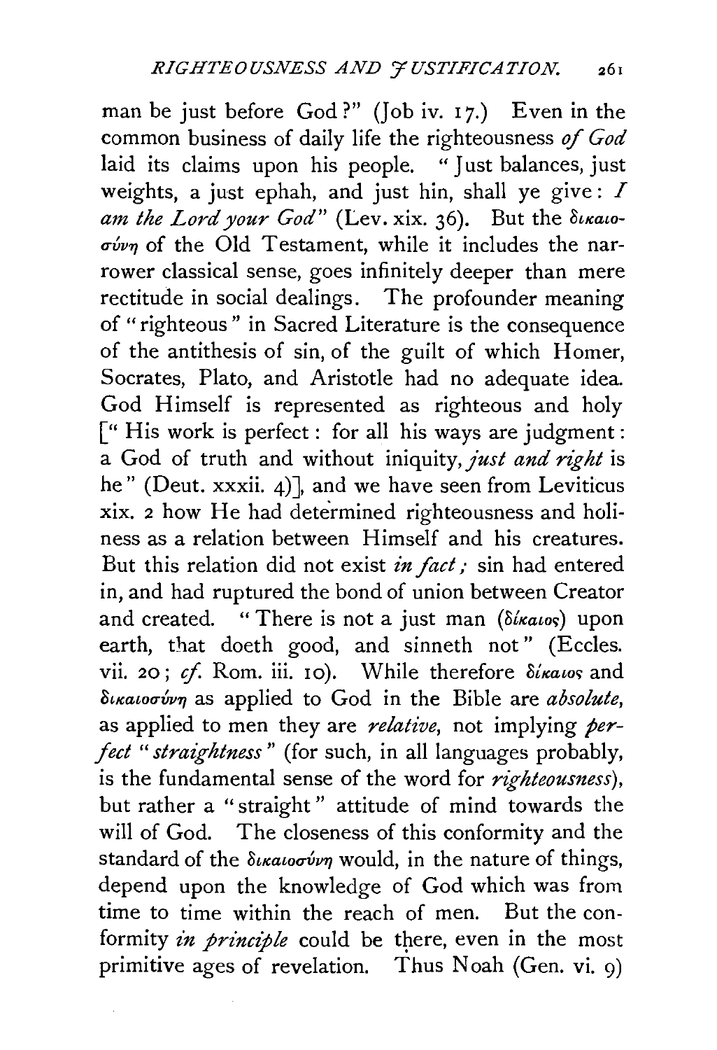man be just before God?" (Job iv. 17.) Even in the common business of daily life the righteousness *of God* laid its claims upon his people. "Just balances, just weights, a just ephah, and just hin, shall ye give: *I am the Lord your God*" (Lev. xix. 36). But the δικαιοσύνη of the Old Testament, while it includes the narrower classical sense, goes infinitely deeper than mere rectitude in social dealings. The profounder meaning of "righteous" in Sacred Literature is the consequence of the antithesis of sin, of the guilt of which Homer, Socrates, Plato, and Aristotle had no adequate idea. God Himself is represented as righteous and holy ["His work is perfect: for all his ways are judgment: a God of truth and without iniquity, *just and right* is he" (Deut. xxxii. 4)], and we have seen from Leviticus xix. 2 how He had determined righteousness and holiness as a relation between Himself and his creatures. But this relation did not exist *in fact;* sin had entered in, and had ruptured the bond of union between Creator and created. "There is not a just man (δίκαιος) upon earth, that doeth good, and sinneth not" (Eccles. vii. 20; *cf.* Rom. iii. 10). While therefore δίκαιος and δικαιοσύνη as applied to God in the Bible are *absolute,* as applied to men they are *relative,* not implying *perfect "straightness"* (for such, in all languages probably, is the fundamental sense of the word for *righteousness*), but rather a "straight" attitude of mind towards the will of God. The closeness of this conformity and the standard of the δικαιοσύνη would, in the nature of things, depend upon the knowledge of God which was from time to time within the reach of men. But the conformity *in principle* could be there, even in the most primitive ages of revelation. Thus Noah (Gen. vi. 9)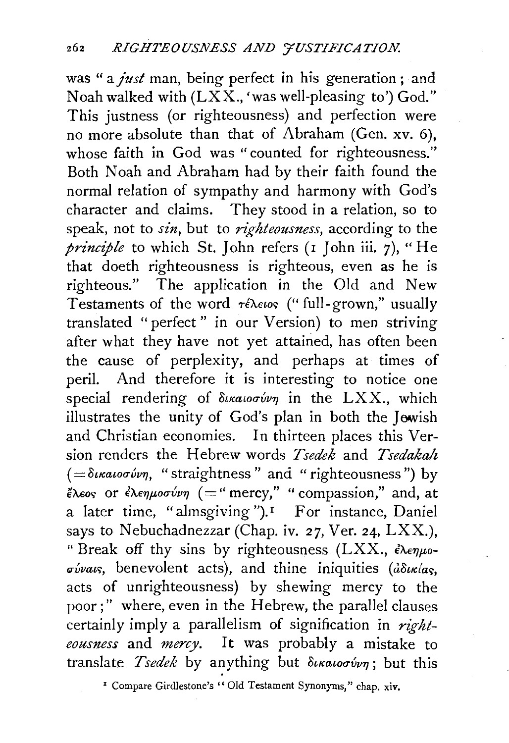was "a *just* man, being perfect in his generation; and Noah walked with (LXX., 'was well-pleasing to') God." This justness (or righteousness) and perfection were no more absolute than that of Abraham (Gen. xv. 6), whose faith in God was "counted for righteousness." Both Noah and Abraham had by their faith found the normal relation of sympathy and harmony with God's character and claims. They stood in a relation, so to speak, not to *sin*, but to *righteousness*, according to the *principle* to which St. John refers (1 John iii. 7), "He that doeth righteousness is righteous, even as he is righteous." The application in the Old and New Testaments of the word τέλειος ("full-grown," usually translated "perfect" in our Version) to men striving after what they have not yet attained, has often been the cause of perplexity, and perhaps at times of peril. And therefore it is interesting to notice one special rendering of δικαιοσύνη in the LXX., which illustrates the unity of God's plan in both the Jewish and Christian economies. In thirteen places this Version renders the Hebrew words *Tsedek* and *Tsedakah* (= δικαιοσύνη, "straightness" and "righteousness") by ἔλεος or ἐλεημοσύνη (= "mercy," "compassion," and, at a later time, "almsgiving").[1] For instance, Daniel says to Nebuchadnezzar (Chap. iv. 27, Ver. 24, LXX.), "Break off thy sins by righteousness (LXX., ἐλεημοσύναις, benevolent acts), and thine iniquities (ἀδικίας, acts of unrighteousness) by shewing mercy to the poor;" where, even in the Hebrew, the parallel clauses certainly imply a parallelism of signification in *righteousness* and *mercy*. It was probably a mistake to translate *Tsedek* by anything but δικαιοσύνη; but this

[1] Compare Girdlestone's "Old Testament Synonyms," chap. xiv.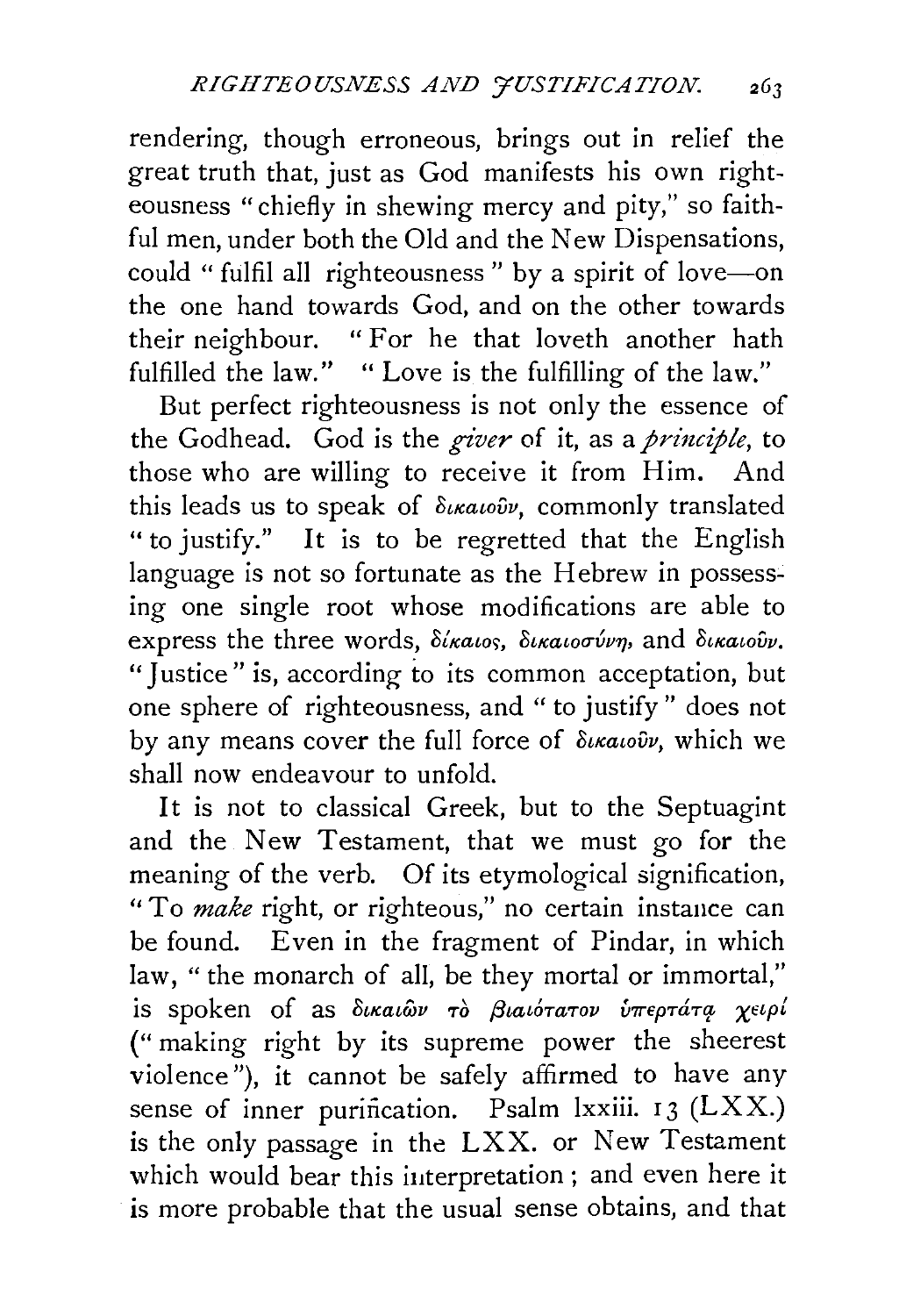rendering, though erroneous, brings out in relief the great truth that, just as God manifests his own righteousness "chiefly in shewing mercy and pity," so faithful men, under both the Old and the New Dispensations, could "fulfil all righteousness" by a spirit of love—on the one hand towards God, and on the other towards their neighbour. "For he that loveth another hath fulfilled the law." "Love is the fulfilling of the law."

But perfect righteousness is not only the essence of the Godhead. God is the *giver* of it, as a *principle*, to those who are willing to receive it from Him. And this leads us to speak of δικαιοῦν, commonly translated "to justify." It is to be regretted that the English language is not so fortunate as the Hebrew in possessing one single root whose modifications are able to express the three words, δίκαιος, δικαιοσύνη, and δικαιοῦν. "Justice" is, according to its common acceptation, but one sphere of righteousness, and "to justify" does not by any means cover the full force of δικαιοῦν, which we shall now endeavour to unfold.

It is not to classical Greek, but to the Septuagint and the New Testament, that we must go for the meaning of the verb. Of its etymological signification, "To *make* right, or righteous," no certain instance can be found. Even in the fragment of Pindar, in which law, "the monarch of all, be they mortal or immortal," is spoken of as δικαιῶν τὸ βιαιότατον ὑπερτάτᾳ χειρί ("making right by its supreme power the sheerest violence"), it cannot be safely affirmed to have any sense of inner purification. Psalm lxxiii. 13 (LXX.) is the only passage in the LXX. or New Testament which would bear this interpretation; and even here it is more probable that the usual sense obtains, and that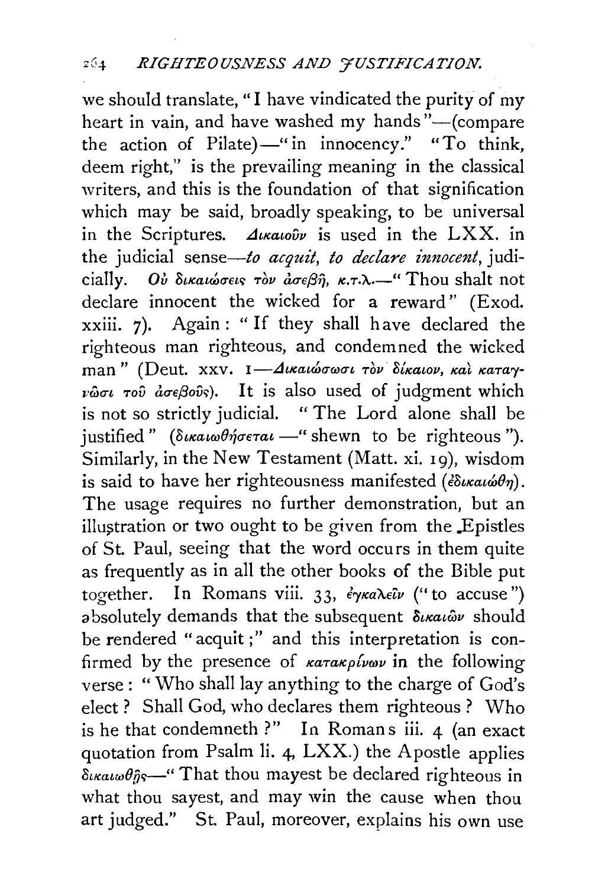we should translate, "I have vindicated the purity of my heart in vain, and have washed my hands"—(compare the action of Pilate)—"in innocency." "To think, deem right," is the prevailing meaning in the classical writers, and this is the foundation of that signification which may be said, broadly speaking, to be universal in the Scriptures. *Δικαιοῦν* is used in the LXX. in the judicial sense—*to acquit, to declare innocent*, judicially. *Οὐ δικαιώσεις τὸν ἀσεβῆ, κ.τ.λ.*—"Thou shalt not declare innocent the wicked for a reward" (Exod. xxiii. 7). Again: "If they shall have declared the righteous man righteous, and condemned the wicked man" (Deut. xxv. 1—*Δικαιώσωσι τὸν δίκαιον, καὶ καταγνῶσι τοῦ ἀσεβοῦς*). It is also used of judgment which is not so strictly judicial. "The Lord alone shall be justified" (*δικαιωθήσεται*—"shewn to be righteous"). Similarly, in the New Testament (Matt. xi. 19), wisdom is said to have her righteousness manifested (*ἐδικαιώθη*). The usage requires no further demonstration, but an illustration or two ought to be given from the Epistles of St. Paul, seeing that the word occurs in them quite as frequently as in all the other books of the Bible put together. In Romans viii. 33, *ἐγκαλεῖν* ("to accuse") absolutely demands that the subsequent *δικαιῶν* should be rendered "acquit;" and this interpretation is confirmed by the presence of *κατακρίνων* in the following verse: "Who shall lay anything to the charge of God's elect? Shall God, who declares them righteous? Who is he that condemneth?" In Romans iii. 4 (an exact quotation from Psalm li. 4, LXX.) the Apostle applies *δικαιωθῇς*—"That thou mayest be declared righteous in what thou sayest, and may win the cause when thou art judged." St. Paul, moreover, explains his own use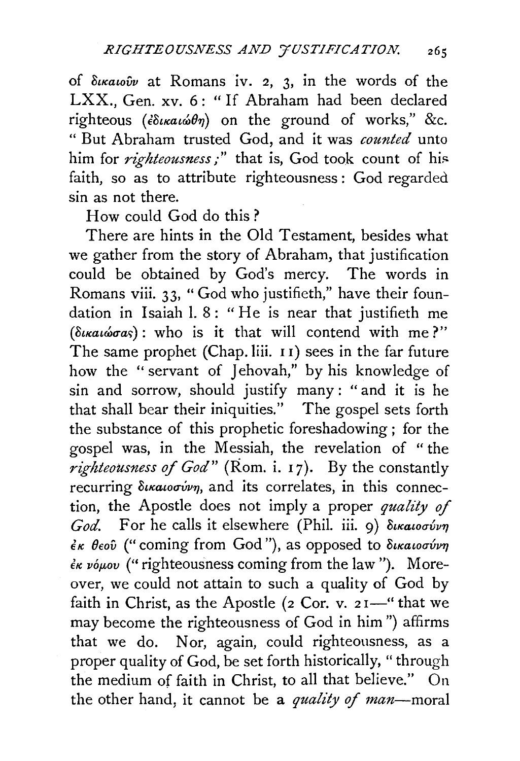of δικαιοῦν at Romans iv. 2, 3, in the words of the LXX., Gen. xv. 6: "If Abraham had been declared righteous (ἐδικαιώθη) on the ground of works," &c. "But Abraham trusted God, and it was *counted* unto him for *righteousness;*" that is, God took count of his faith, so as to attribute righteousness: God regarded sin as not there.

How could God do this?

There are hints in the Old Testament, besides what we gather from the story of Abraham, that justification could be obtained by God's mercy. The words in Romans viii. 33, "God who justifieth," have their foundation in Isaiah l. 8: "He is near that justifieth me (δικαιώσας): who is it that will contend with me?" The same prophet (Chap. liii. 11) sees in the far future how the "servant of Jehovah," by his knowledge of sin and sorrow, should justify many: "and it is he that shall bear their iniquities." The gospel sets forth the substance of this prophetic foreshadowing; for the gospel was, in the Messiah, the revelation of "the *righteousness of God*" (Rom. i. 17). By the constantly recurring δικαιοσύνη, and its correlates, in this connection, the Apostle does not imply a proper *quality of God.* For he calls it elsewhere (Phil. iii. 9) δικαιοσύνη ἐκ θεοῦ ("coming from God"), as opposed to δικαιοσύνη ἐκ νόμου ("righteousness coming from the law"). Moreover, we could not attain to such a quality of God by faith in Christ, as the Apostle (2 Cor. v. 21—"that we may become the righteousness of God in him") affirms that we do. Nor, again, could righteousness, as a proper quality of God, be set forth historically, "through the medium of faith in Christ, to all that believe." On the other hand, it cannot be a *quality of man*—moral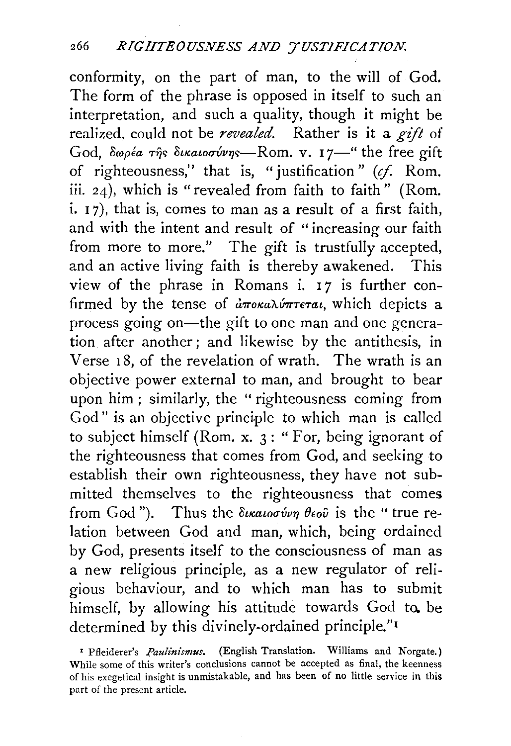conformity, on the part of man, to the will of God. The form of the phrase is opposed in itself to such an interpretation, and such a quality, though it might be realized, could not be *revealed.* Rather is it a *gift* of God, δωρέα τῆς δικαιοσύνης—Rom. v. 17—"the free gift of righteousness," that is, "justification" (*cf.* Rom. iii. 24), which is "revealed from faith to faith" (Rom. i. 17), that is, comes to man as a result of a first faith, and with the intent and result of "increasing our faith from more to more." The gift is trustfully accepted, and an active living faith is thereby awakened. This view of the phrase in Romans i. 17 is further confirmed by the tense of ἀποκαλύπτεται, which depicts a process going on—the gift to one man and one generation after another; and likewise by the antithesis, in Verse 18, of the revelation of wrath. The wrath is an objective power external to man, and brought to bear upon him; similarly, the "righteousness coming from God" is an objective principle to which man is called to subject himself (Rom. x. 3: "For, being ignorant of the righteousness that comes from God, and seeking to establish their own righteousness, they have not submitted themselves to the righteousness that comes from God"). Thus the δικαιοσύνη θεοῦ is the "true relation between God and man, which, being ordained by God, presents itself to the consciousness of man as a new religious principle, as a new regulator of religious behaviour, and to which man has to submit himself, by allowing his attitude towards God to be determined by this divinely-ordained principle."[1]

[1] Pfleiderer's *Paulinismus.* (English Translation. Williams and Norgate.) While some of this writer's conclusions cannot be accepted as final, the keenness of his exegetical insight is unmistakable, and has been of no little service in this part of the present article.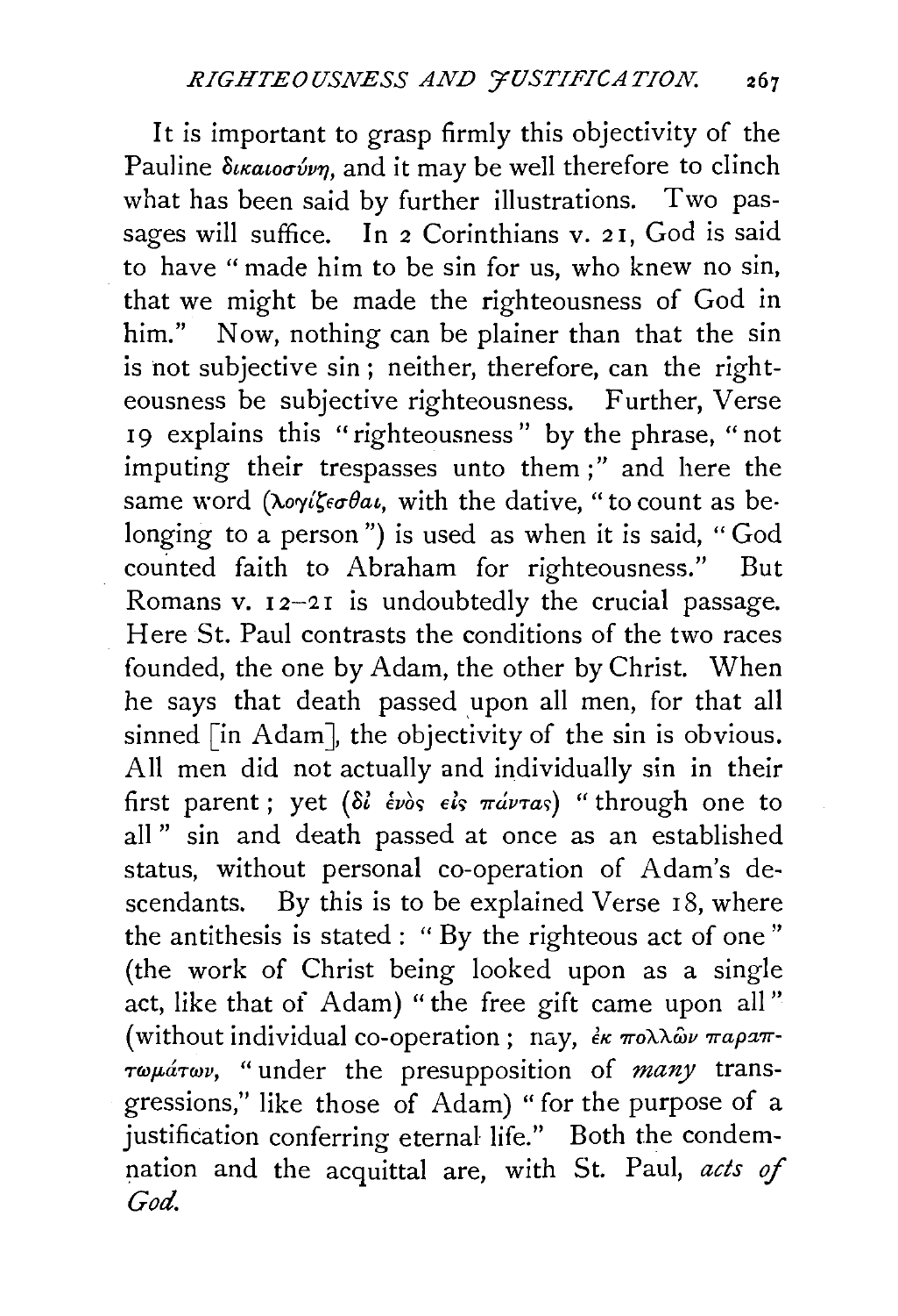It is important to grasp firmly this objectivity of the Pauline δικαιοσύνη, and it may be well therefore to clinch what has been said by further illustrations. Two passages will suffice. In 2 Corinthians v. 21, God is said to have "made him to be sin for us, who knew no sin, that we might be made the righteousness of God in him." Now, nothing can be plainer than that the sin is not subjective sin; neither, therefore, can the righteousness be subjective righteousness. Further, Verse 19 explains this "righteousness" by the phrase, "not imputing their trespasses unto them;" and here the same word (λογίζεσθαι, with the dative, "to count as belonging to a person") is used as when it is said, "God counted faith to Abraham for righteousness." But Romans v. 12–21 is undoubtedly the crucial passage. Here St. Paul contrasts the conditions of the two races founded, the one by Adam, the other by Christ. When he says that death passed upon all men, for that all sinned [in Adam], the objectivity of the sin is obvious. All men did not actually and individually sin in their first parent; yet (δι' ἑνὸς εἰς πάντας) "through one to all" sin and death passed at once as an established status, without personal co-operation of Adam's descendants. By this is to be explained Verse 18, where the antithesis is stated: "By the righteous act of one" (the work of Christ being looked upon as a single act, like that of Adam) "the free gift came upon all" (without individual co-operation; nay, ἐκ πολλῶν παραπτωμάτων, "under the presupposition of *many* transgressions," like those of Adam) "for the purpose of a justification conferring eternal life." Both the condemnation and the acquittal are, with St. Paul, *acts of God.*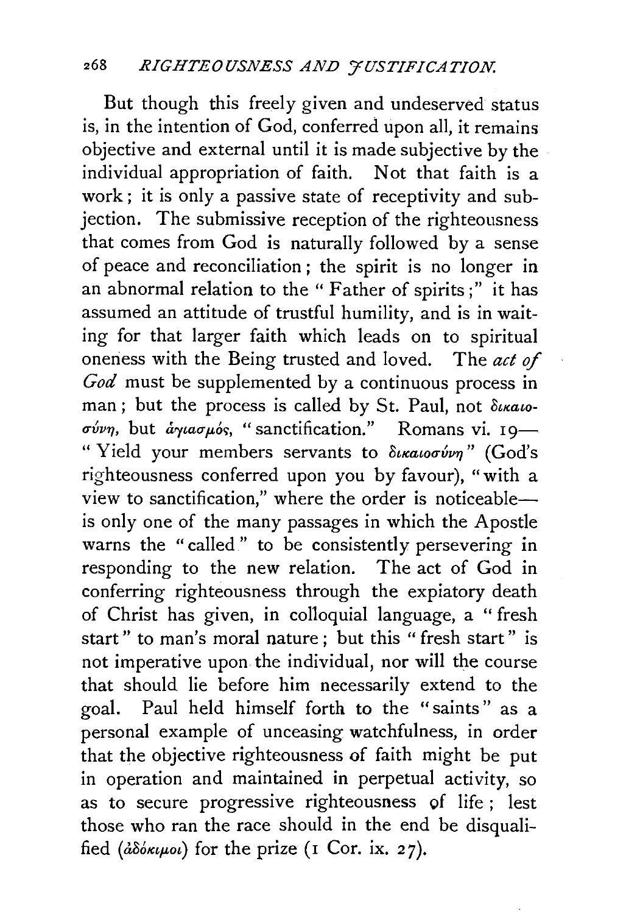But though this freely given and undeserved status is, in the intention of God, conferred upon all, it remains objective and external until it is made subjective by the individual appropriation of faith. Not that faith is a work; it is only a passive state of receptivity and subjection. The submissive reception of the righteousness that comes from God is naturally followed by a sense of peace and reconciliation; the spirit is no longer in an abnormal relation to the "Father of spirits;" it has assumed an attitude of trustful humility, and is in waiting for that larger faith which leads on to spiritual oneness with the Being trusted and loved. The *act of God* must be supplemented by a continuous process in man; but the process is called by St. Paul, not δικαιοσύνη, but ἁγιασμός, "sanctification." Romans vi. 19—"Yield your members servants to δικαιοσύνῃ" (God's righteousness conferred upon you by favour), "with a view to sanctification," where the order is noticeable—is only one of the many passages in which the Apostle warns the "called" to be consistently persevering in responding to the new relation. The act of God in conferring righteousness through the expiatory death of Christ has given, in colloquial language, a "fresh start" to man's moral nature; but this "fresh start" is not imperative upon the individual, nor will the course that should lie before him necessarily extend to the goal. Paul held himself forth to the "saints" as a personal example of unceasing watchfulness, in order that the objective righteousness of faith might be put in operation and maintained in perpetual activity, so as to secure progressive righteousness of life; lest those who ran the race should in the end be disqualified (ἀδόκιμοι) for the prize (1 Cor. ix. 27).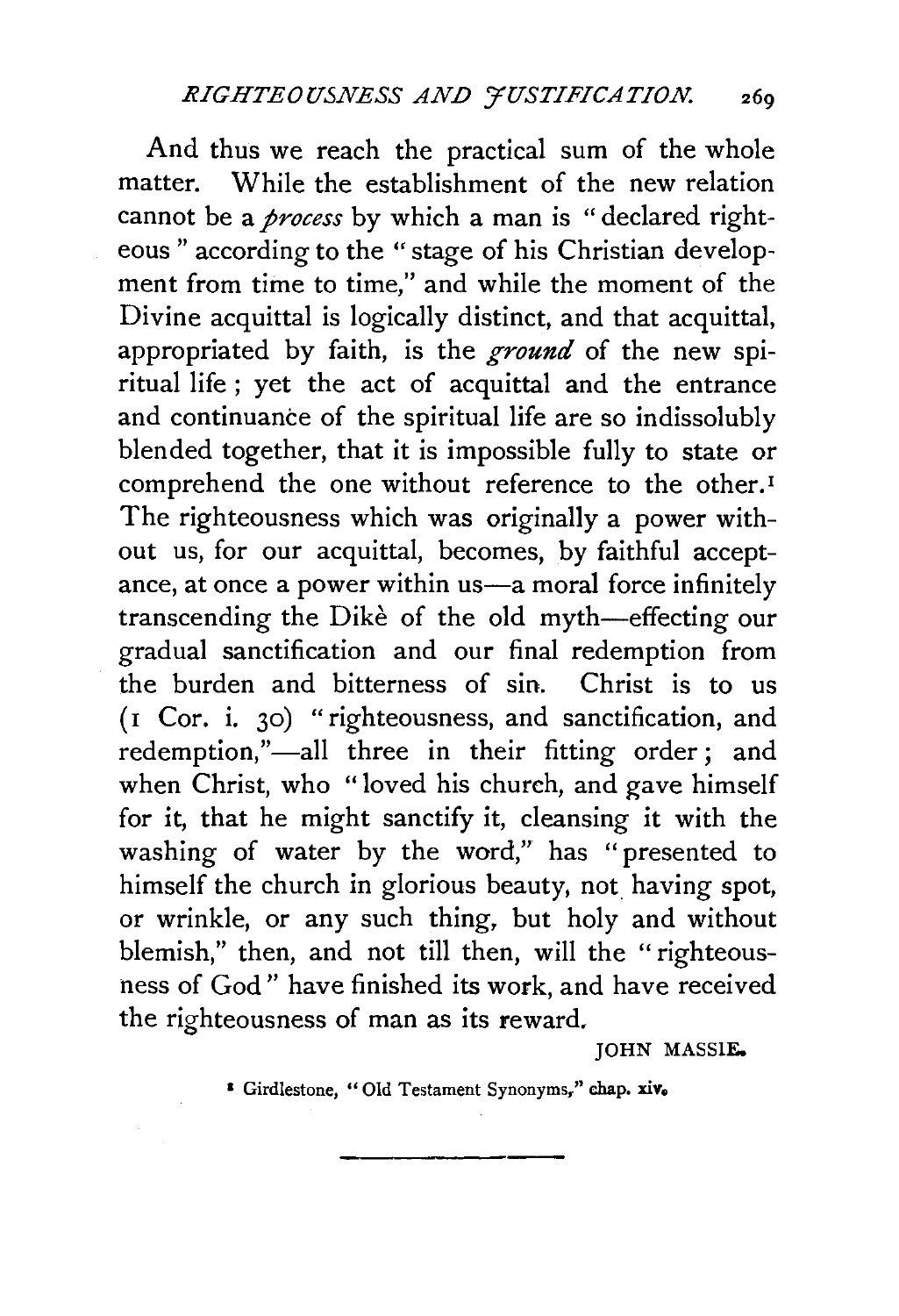And thus we reach the practical sum of the whole matter. While the establishment of the new relation cannot be a *process* by which a man is "declared righteous" according to the "stage of his Christian development from time to time," and while the moment of the Divine acquittal is logically distinct, and that acquittal, appropriated by faith, is the *ground* of the new spiritual life; yet the act of acquittal and the entrance and continuance of the spiritual life are so indissolubly blended together, that it is impossible fully to state or comprehend the one without reference to the other.[1] The righteousness which was originally a power without us, for our acquittal, becomes, by faithful acceptance, at once a power within us—a moral force infinitely transcending the Dikè of the old myth—effecting our gradual sanctification and our final redemption from the burden and bitterness of sin. Christ is to us (1 Cor. i. 30) "righteousness, and sanctification, and redemption,"—all three in their fitting order; and when Christ, who "loved his church, and gave himself for it, that he might sanctify it, cleansing it with the washing of water by the word," has "presented to himself the church in glorious beauty, not having spot, or wrinkle, or any such thing, but holy and without blemish," then, and not till then, will the "righteousness of God" have finished its work, and have received the righteousness of man as its reward.

JOHN MASSIE.

[1] Girdlestone, "Old Testament Synonyms," chap. xiv.